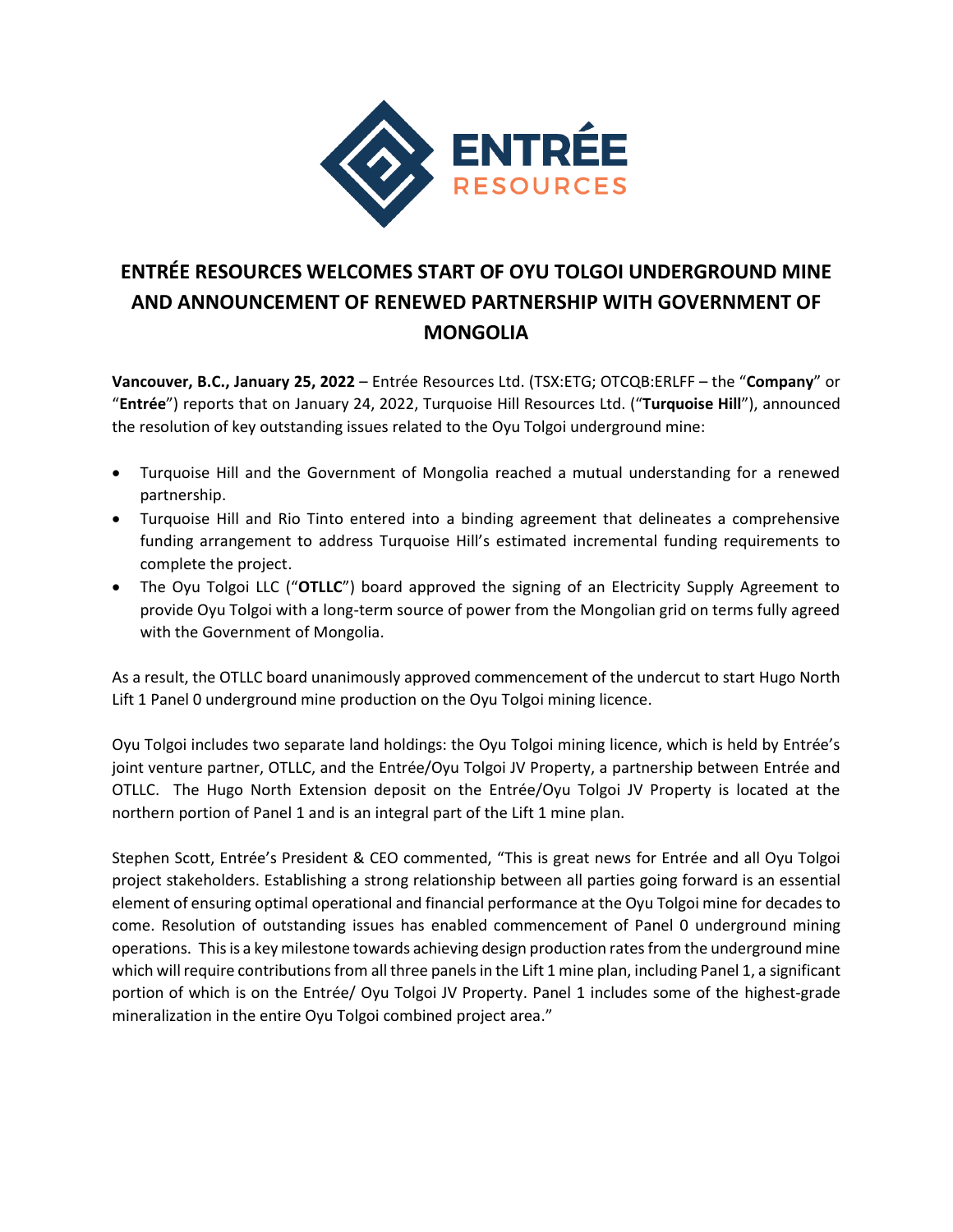ENTRÉE RESOURCES

# ENTRÉE RESOURCES WELCOMES START OF OYU TOLGOI UNDERGROUND MINE AND ANNOUNCEMENT OF RENEWED PARTNERSHIP WITH GOVERNMENT OF MONGOLIA

**Vancouver, B.C., January 25, 2022** – Entrée Resources Ltd. (TSX:ETG; OTCQB:ERLFF – the "**Company**" or "**Entrée**") reports that on January 24, 2022, Turquoise Hill Resources Ltd. ("**Turquoise Hill**"), announced the resolution of key outstanding issues related to the Oyu Tolgoi underground mine:

- Turquoise Hill and the Government of Mongolia reached a mutual understanding for a renewed partnership.
- Turquoise Hill and Rio Tinto entered into a binding agreement that delineates a comprehensive funding arrangement to address Turquoise Hill's estimated incremental funding requirements to complete the project.
- The Oyu Tolgoi LLC ("**OTLLC**") board approved the signing of an Electricity Supply Agreement to provide Oyu Tolgoi with a long-term source of power from the Mongolian grid on terms fully agreed with the Government of Mongolia.

As a result, the OTLLC board unanimously approved commencement of the undercut to start Hugo North Lift 1 Panel 0 underground mine production on the Oyu Tolgoi mining licence.

Oyu Tolgoi includes two separate land holdings: the Oyu Tolgoi mining licence, which is held by Entrée's joint venture partner, OTLLC, and the Entrée/Oyu Tolgoi JV Property, a partnership between Entrée and OTLLC. The Hugo North Extension deposit on the Entrée/Oyu Tolgoi JV Property is located at the northern portion of Panel 1 and is an integral part of the Lift 1 mine plan.

Stephen Scott, Entrée's President & CEO commented, "This is great news for Entrée and all Oyu Tolgoi project stakeholders. Establishing a strong relationship between all parties going forward is an essential element of ensuring optimal operational and financial performance at the Oyu Tolgoi mine for decades to come. Resolution of outstanding issues has enabled commencement of Panel 0 underground mining operations. This is a key milestone towards achieving design production rates from the underground mine which will require contributions from all three panels in the Lift 1 mine plan, including Panel 1, a significant portion of which is on the Entrée/ Oyu Tolgoi JV Property. Panel 1 includes some of the highest-grade mineralization in the entire Oyu Tolgoi combined project area."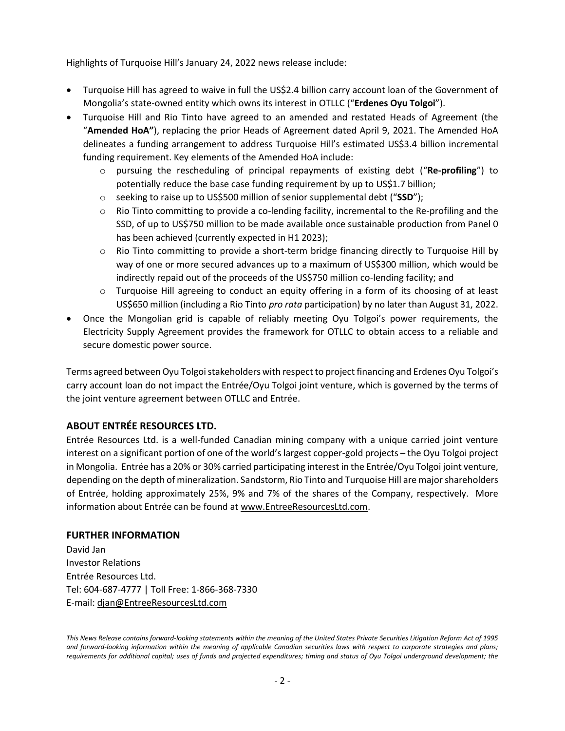Highlights of Turquoise Hill's January 24, 2022 news release include:

- Turquoise Hill has agreed to waive in full the US$2.4 billion carry account loan of the Government of Mongolia's state-owned entity which owns its interest in OTLLC ("**Erdenes Oyu Tolgoi**").
- Turquoise Hill and Rio Tinto have agreed to an amended and restated Heads of Agreement (the "**Amended HoA"**), replacing the prior Heads of Agreement dated April 9, 2021. The Amended HoA delineates a funding arrangement to address Turquoise Hill's estimated US$3.4 billion incremental funding requirement. Key elements of the Amended HoA include:
    - pursuing the rescheduling of principal repayments of existing debt ("**Re-profiling**") to potentially reduce the base case funding requirement by up to US$1.7 billion;
    - seeking to raise up to US$500 million of senior supplemental debt ("**SSD**");
    - Rio Tinto committing to provide a co-lending facility, incremental to the Re-profiling and the SSD, of up to US$750 million to be made available once sustainable production from Panel 0 has been achieved (currently expected in H1 2023);
    - Rio Tinto committing to provide a short-term bridge financing directly to Turquoise Hill by way of one or more secured advances up to a maximum of US$300 million, which would be indirectly repaid out of the proceeds of the US$750 million co-lending facility; and
    - Turquoise Hill agreeing to conduct an equity offering in a form of its choosing of at least US$650 million (including a Rio Tinto *pro rata* participation) by no later than August 31, 2022.
- Once the Mongolian grid is capable of reliably meeting Oyu Tolgoi's power requirements, the Electricity Supply Agreement provides the framework for OTLLC to obtain access to a reliable and secure domestic power source.

Terms agreed between Oyu Tolgoi stakeholders with respect to project financing and Erdenes Oyu Tolgoi's carry account loan do not impact the Entrée/Oyu Tolgoi joint venture, which is governed by the terms of the joint venture agreement between OTLLC and Entrée.

## ABOUT ENTRÉE RESOURCES LTD.

Entrée Resources Ltd. is a well-funded Canadian mining company with a unique carried joint venture interest on a significant portion of one of the world's largest copper-gold projects – the Oyu Tolgoi project in Mongolia. Entrée has a 20% or 30% carried participating interest in the Entrée/Oyu Tolgoi joint venture, depending on the depth of mineralization. Sandstorm, Rio Tinto and Turquoise Hill are major shareholders of Entrée, holding approximately 25%, 9% and 7% of the shares of the Company, respectively. More information about Entrée can be found at www.EntreeResourcesLtd.com.

## FURTHER INFORMATION

David Jan
Investor Relations
Entrée Resources Ltd.
Tel: 604-687-4777 | Toll Free: 1-866-368-7330
E-mail: djan@EntreeResourcesLtd.com

*This News Release contains forward-looking statements within the meaning of the United States Private Securities Litigation Reform Act of 1995 and forward-looking information within the meaning of applicable Canadian securities laws with respect to corporate strategies and plans; requirements for additional capital; uses of funds and projected expenditures; timing and status of Oyu Tolgoi underground development; the*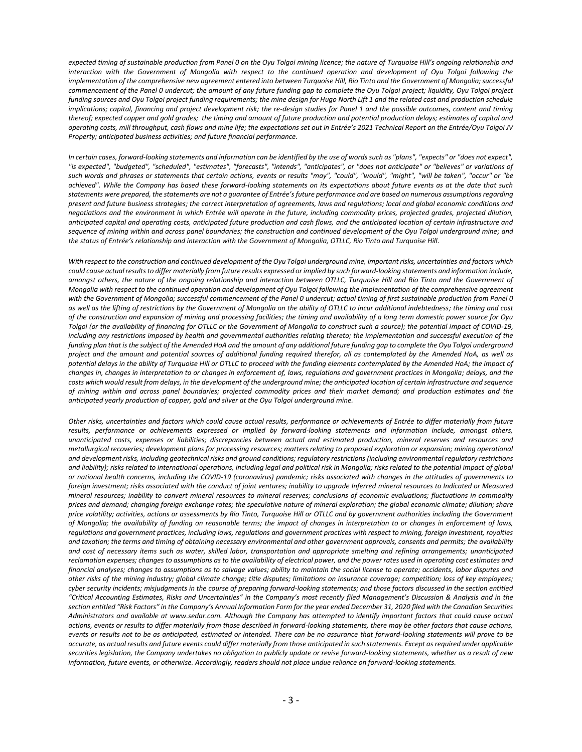*expected timing of sustainable production from Panel 0 on the Oyu Tolgoi mining licence; the nature of Turquoise Hill's ongoing relationship and interaction with the Government of Mongolia with respect to the continued operation and development of Oyu Tolgoi following the implementation of the comprehensive new agreement entered into between Turquoise Hill, Rio Tinto and the Government of Mongolia; successful commencement of the Panel 0 undercut; the amount of any future funding gap to complete the Oyu Tolgoi project; liquidity, Oyu Tolgoi project funding sources and Oyu Tolgoi project funding requirements; the mine design for Hugo North Lift 1 and the related cost and production schedule implications; capital, financing and project development risk; the re-design studies for Panel 1 and the possible outcomes, content and timing thereof; expected copper and gold grades; the timing and amount of future production and potential production delays; estimates of capital and operating costs, mill throughput, cash flows and mine life; the expectations set out in Entrée's 2021 Technical Report on the Entrée/Oyu Tolgoi JV Property; anticipated business activities; and future financial performance.*

*In certain cases, forward-looking statements and information can be identified by the use of words such as "plans", "expects" or "does not expect", "is expected", "budgeted", "scheduled", "estimates", "forecasts", "intends", "anticipates", or "does not anticipate" or "believes" or variations of such words and phrases or statements that certain actions, events or results "may", "could", "would", "might", "will be taken", "occur" or "be achieved". While the Company has based these forward-looking statements on its expectations about future events as at the date that such statements were prepared, the statements are not a guarantee of Entrée's future performance and are based on numerous assumptions regarding present and future business strategies; the correct interpretation of agreements, laws and regulations; local and global economic conditions and negotiations and the environment in which Entrée will operate in the future, including commodity prices, projected grades, projected dilution, anticipated capital and operating costs, anticipated future production and cash flows, and the anticipated location of certain infrastructure and sequence of mining within and across panel boundaries; the construction and continued development of the Oyu Tolgoi underground mine; and the status of Entrée's relationship and interaction with the Government of Mongolia, OTLLC, Rio Tinto and Turquoise Hill.*

*With respect to the construction and continued development of the Oyu Tolgoi underground mine, important risks, uncertainties and factors which could cause actual results to differ materially from future results expressed or implied by such forward-looking statements and information include, amongst others, the nature of the ongoing relationship and interaction between OTLLC, Turquoise Hill and Rio Tinto and the Government of Mongolia with respect to the continued operation and development of Oyu Tolgoi following the implementation of the comprehensive agreement with the Government of Mongolia; successful commencement of the Panel 0 undercut; actual timing of first sustainable production from Panel 0 as well as the lifting of restrictions by the Government of Mongolia on the ability of OTLLC to incur additional indebtedness; the timing and cost of the construction and expansion of mining and processing facilities; the timing and availability of a long term domestic power source for Oyu Tolgoi (or the availability of financing for OTLLC or the Government of Mongolia to construct such a source); the potential impact of COVID-19, including any restrictions imposed by health and governmental authorities relating thereto; the implementation and successful execution of the funding plan that is the subject of the Amended HoA and the amount of any additional future funding gap to complete the Oyu Tolgoi underground project and the amount and potential sources of additional funding required therefor, all as contemplated by the Amended HoA, as well as potential delays in the ability of Turquoise Hill or OTLLC to proceed with the funding elements contemplated by the Amended HoA; the impact of changes in, changes in interpretation to or changes in enforcement of, laws, regulations and government practices in Mongolia; delays, and the costs which would result from delays, in the development of the underground mine; the anticipated location of certain infrastructure and sequence of mining within and across panel boundaries; projected commodity prices and their market demand; and production estimates and the anticipated yearly production of copper, gold and silver at the Oyu Tolgoi underground mine.*

*Other risks, uncertainties and factors which could cause actual results, performance or achievements of Entrée to differ materially from future results, performance or achievements expressed or implied by forward-looking statements and information include, amongst others, unanticipated costs, expenses or liabilities; discrepancies between actual and estimated production, mineral reserves and resources and metallurgical recoveries; development plans for processing resources; matters relating to proposed exploration or expansion; mining operational and development risks, including geotechnical risks and ground conditions; regulatory restrictions (including environmental regulatory restrictions and liability); risks related to international operations, including legal and political risk in Mongolia; risks related to the potential impact of global or national health concerns, including the COVID-19 (coronavirus) pandemic; risks associated with changes in the attitudes of governments to foreign investment; risks associated with the conduct of joint ventures; inability to upgrade Inferred mineral resources to Indicated or Measured mineral resources; inability to convert mineral resources to mineral reserves; conclusions of economic evaluations; fluctuations in commodity prices and demand; changing foreign exchange rates; the speculative nature of mineral exploration; the global economic climate; dilution; share price volatility; activities, actions or assessments by Rio Tinto, Turquoise Hill or OTLLC and by government authorities including the Government of Mongolia; the availability of funding on reasonable terms; the impact of changes in interpretation to or changes in enforcement of laws, regulations and government practices, including laws, regulations and government practices with respect to mining, foreign investment, royalties and taxation; the terms and timing of obtaining necessary environmental and other government approvals, consents and permits; the availability and cost of necessary items such as water, skilled labor, transportation and appropriate smelting and refining arrangements; unanticipated reclamation expenses; changes to assumptions as to the availability of electrical power, and the power rates used in operating cost estimates and financial analyses; changes to assumptions as to salvage values; ability to maintain the social license to operate; accidents, labor disputes and other risks of the mining industry; global climate change; title disputes; limitations on insurance coverage; competition; loss of key employees; cyber security incidents; misjudgments in the course of preparing forward-looking statements; and those factors discussed in the section entitled "Critical Accounting Estimates, Risks and Uncertainties" in the Company's most recently filed Management's Discussion & Analysis and in the section entitled "Risk Factors" in the Company's Annual Information Form for the year ended December 31, 2020 filed with the Canadian Securities Administrators and available at www.sedar.com. Although the Company has attempted to identify important factors that could cause actual actions, events or results to differ materially from those described in forward-looking statements, there may be other factors that cause actions, events or results not to be as anticipated, estimated or intended. There can be no assurance that forward-looking statements will prove to be accurate, as actual results and future events could differ materially from those anticipated in such statements. Except as required under applicable securities legislation, the Company undertakes no obligation to publicly update or revise forward-looking statements, whether as a result of new information, future events, or otherwise. Accordingly, readers should not place undue reliance on forward-looking statements.*